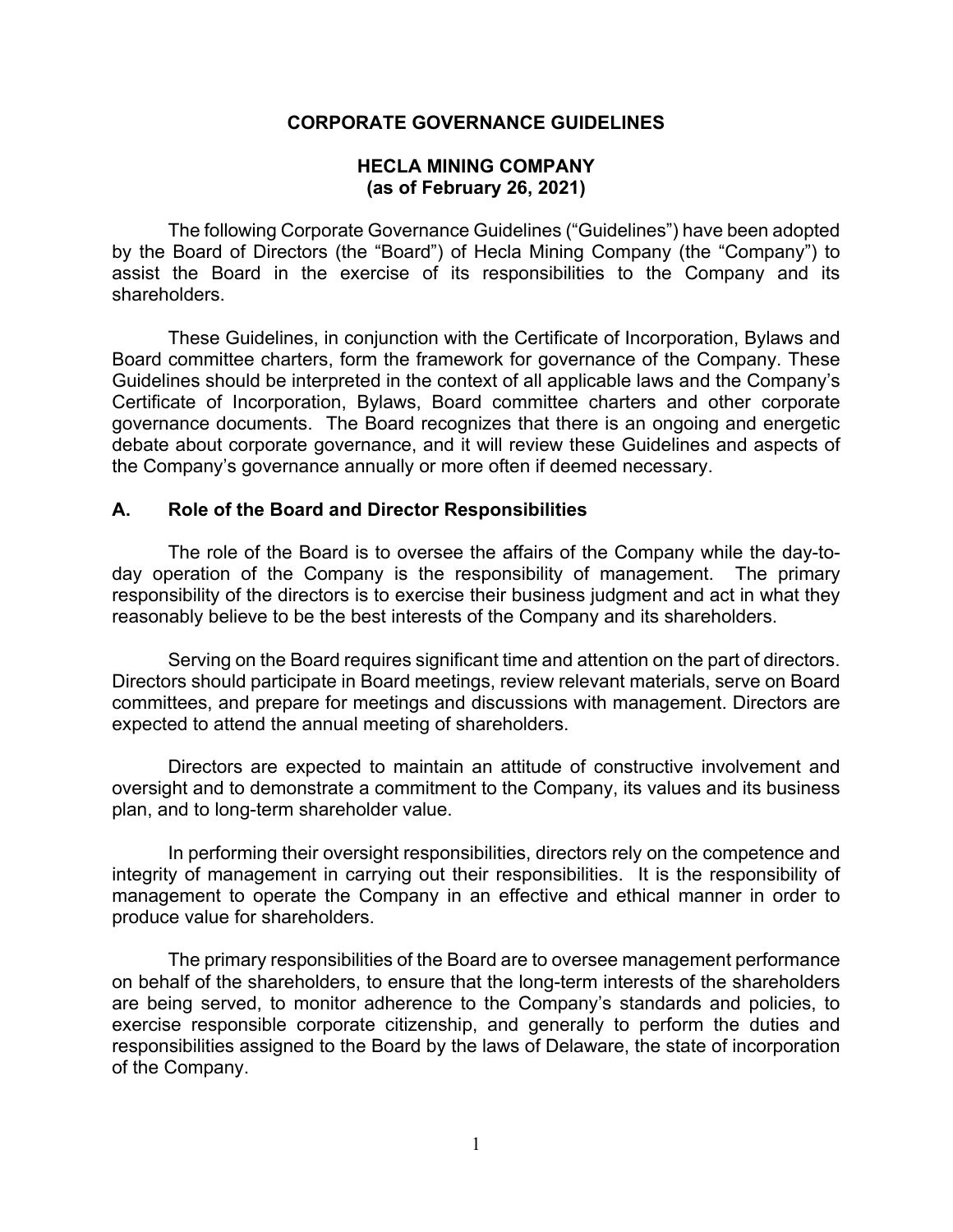# CORPORATE GOVERNANCE GUIDELINES

## HECLA MINING COMPANY
## (as of February 26, 2021)

The following Corporate Governance Guidelines ("Guidelines") have been adopted by the Board of Directors (the "Board") of Hecla Mining Company (the "Company") to assist the Board in the exercise of its responsibilities to the Company and its shareholders.

These Guidelines, in conjunction with the Certificate of Incorporation, Bylaws and Board committee charters, form the framework for governance of the Company. These Guidelines should be interpreted in the context of all applicable laws and the Company's Certificate of Incorporation, Bylaws, Board committee charters and other corporate governance documents. The Board recognizes that there is an ongoing and energetic debate about corporate governance, and it will review these Guidelines and aspects of the Company's governance annually or more often if deemed necessary.

## A. Role of the Board and Director Responsibilities

The role of the Board is to oversee the affairs of the Company while the day-to-day operation of the Company is the responsibility of management. The primary responsibility of the directors is to exercise their business judgment and act in what they reasonably believe to be the best interests of the Company and its shareholders.

Serving on the Board requires significant time and attention on the part of directors. Directors should participate in Board meetings, review relevant materials, serve on Board committees, and prepare for meetings and discussions with management. Directors are expected to attend the annual meeting of shareholders.

Directors are expected to maintain an attitude of constructive involvement and oversight and to demonstrate a commitment to the Company, its values and its business plan, and to long-term shareholder value.

In performing their oversight responsibilities, directors rely on the competence and integrity of management in carrying out their responsibilities. It is the responsibility of management to operate the Company in an effective and ethical manner in order to produce value for shareholders.

The primary responsibilities of the Board are to oversee management performance on behalf of the shareholders, to ensure that the long-term interests of the shareholders are being served, to monitor adherence to the Company's standards and policies, to exercise responsible corporate citizenship, and generally to perform the duties and responsibilities assigned to the Board by the laws of Delaware, the state of incorporation of the Company.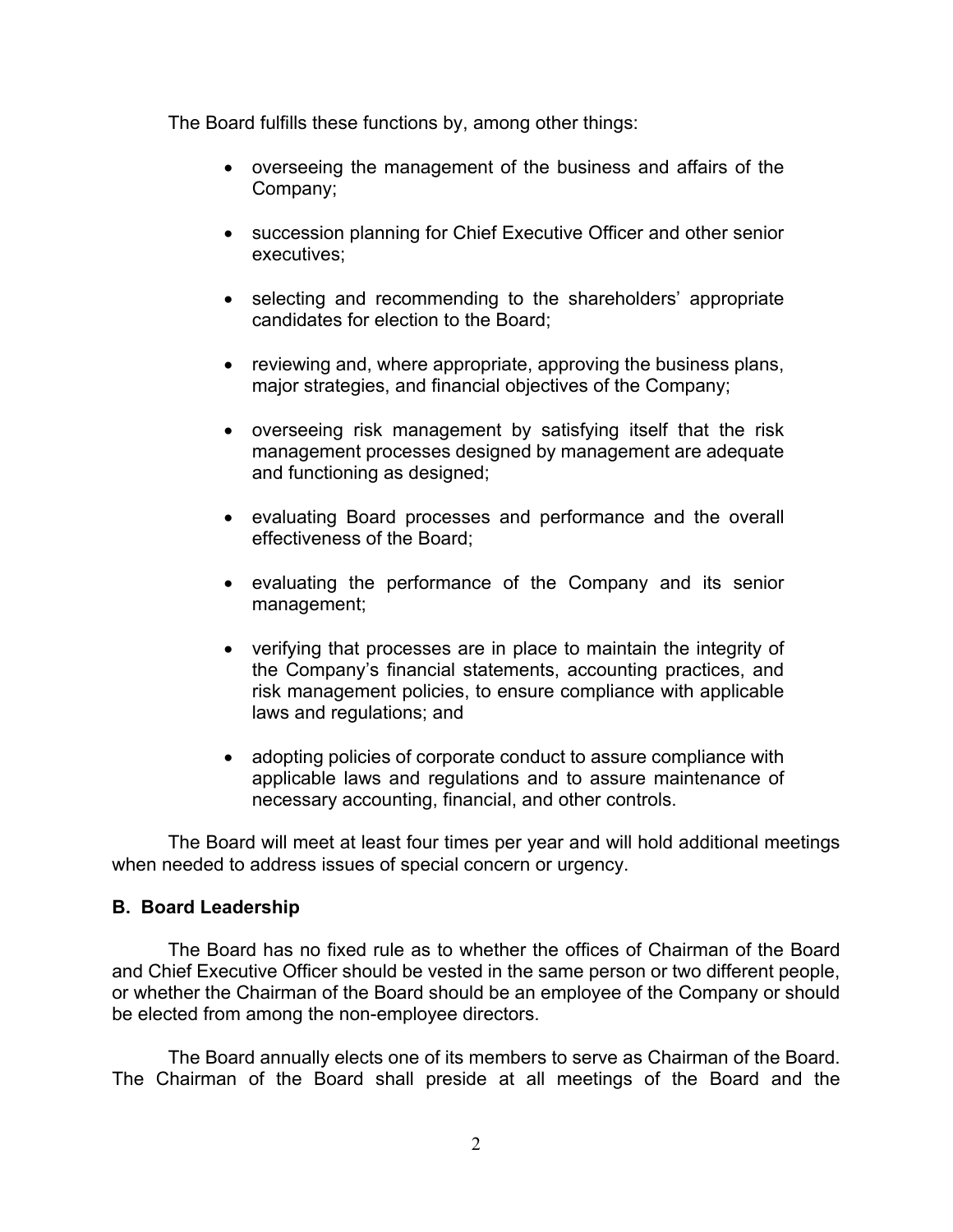The Board fulfills these functions by, among other things:

- overseeing the management of the business and affairs of the Company;
- succession planning for Chief Executive Officer and other senior executives;
- selecting and recommending to the shareholders' appropriate candidates for election to the Board;
- reviewing and, where appropriate, approving the business plans, major strategies, and financial objectives of the Company;
- overseeing risk management by satisfying itself that the risk management processes designed by management are adequate and functioning as designed;
- evaluating Board processes and performance and the overall effectiveness of the Board;
- evaluating the performance of the Company and its senior management;
- verifying that processes are in place to maintain the integrity of the Company's financial statements, accounting practices, and risk management policies, to ensure compliance with applicable laws and regulations; and
- adopting policies of corporate conduct to assure compliance with applicable laws and regulations and to assure maintenance of necessary accounting, financial, and other controls.

The Board will meet at least four times per year and will hold additional meetings when needed to address issues of special concern or urgency.

**B. Board Leadership**

The Board has no fixed rule as to whether the offices of Chairman of the Board and Chief Executive Officer should be vested in the same person or two different people, or whether the Chairman of the Board should be an employee of the Company or should be elected from among the non-employee directors.

The Board annually elects one of its members to serve as Chairman of the Board. The Chairman of the Board shall preside at all meetings of the Board and the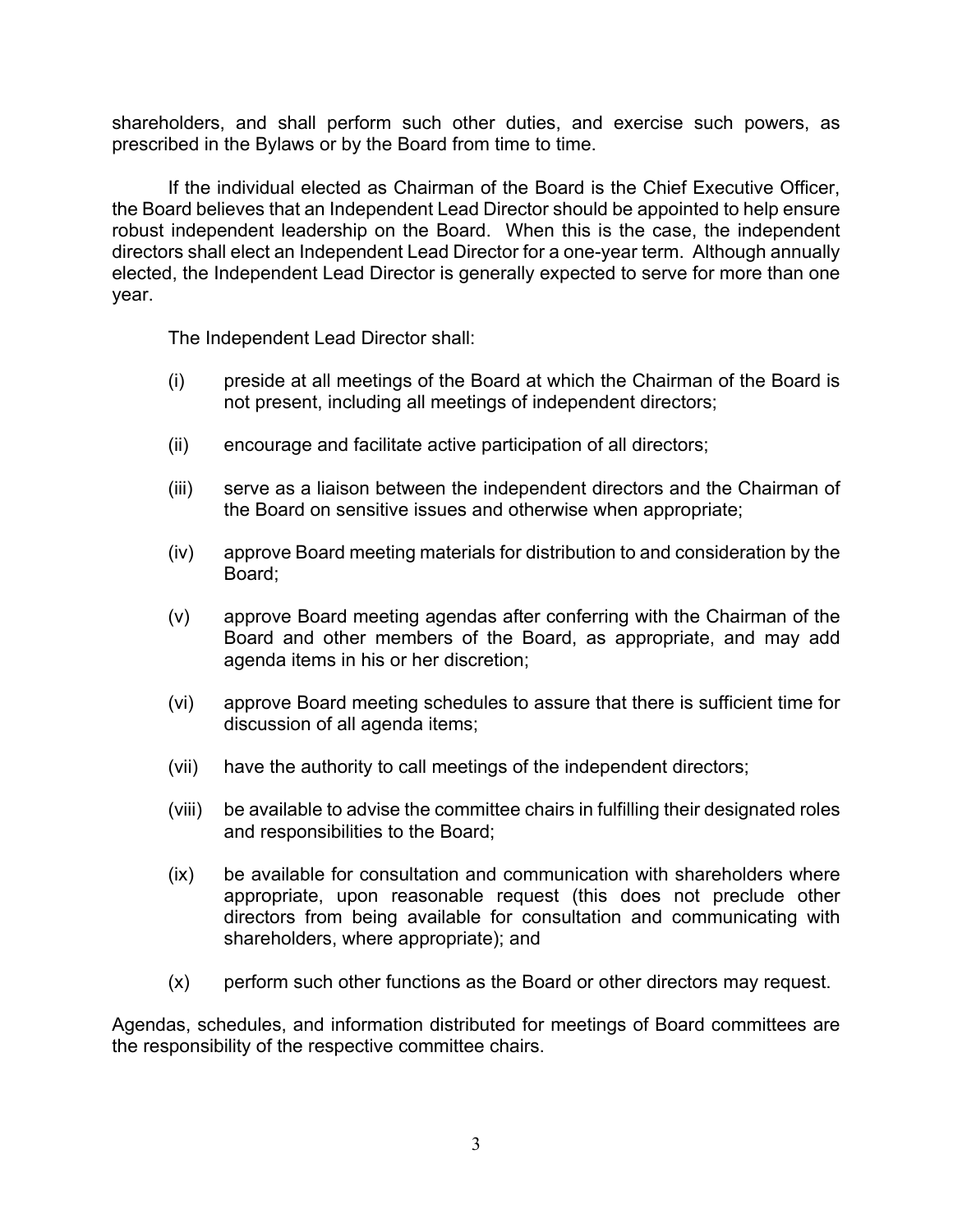shareholders, and shall perform such other duties, and exercise such powers, as prescribed in the Bylaws or by the Board from time to time.

If the individual elected as Chairman of the Board is the Chief Executive Officer, the Board believes that an Independent Lead Director should be appointed to help ensure robust independent leadership on the Board. When this is the case, the independent directors shall elect an Independent Lead Director for a one-year term. Although annually elected, the Independent Lead Director is generally expected to serve for more than one year.

The Independent Lead Director shall:

(i) preside at all meetings of the Board at which the Chairman of the Board is not present, including all meetings of independent directors;

(ii) encourage and facilitate active participation of all directors;

(iii) serve as a liaison between the independent directors and the Chairman of the Board on sensitive issues and otherwise when appropriate;

(iv) approve Board meeting materials for distribution to and consideration by the Board;

(v) approve Board meeting agendas after conferring with the Chairman of the Board and other members of the Board, as appropriate, and may add agenda items in his or her discretion;

(vi) approve Board meeting schedules to assure that there is sufficient time for discussion of all agenda items;

(vii) have the authority to call meetings of the independent directors;

(viii) be available to advise the committee chairs in fulfilling their designated roles and responsibilities to the Board;

(ix) be available for consultation and communication with shareholders where appropriate, upon reasonable request (this does not preclude other directors from being available for consultation and communicating with shareholders, where appropriate); and

(x) perform such other functions as the Board or other directors may request.

Agendas, schedules, and information distributed for meetings of Board committees are the responsibility of the respective committee chairs.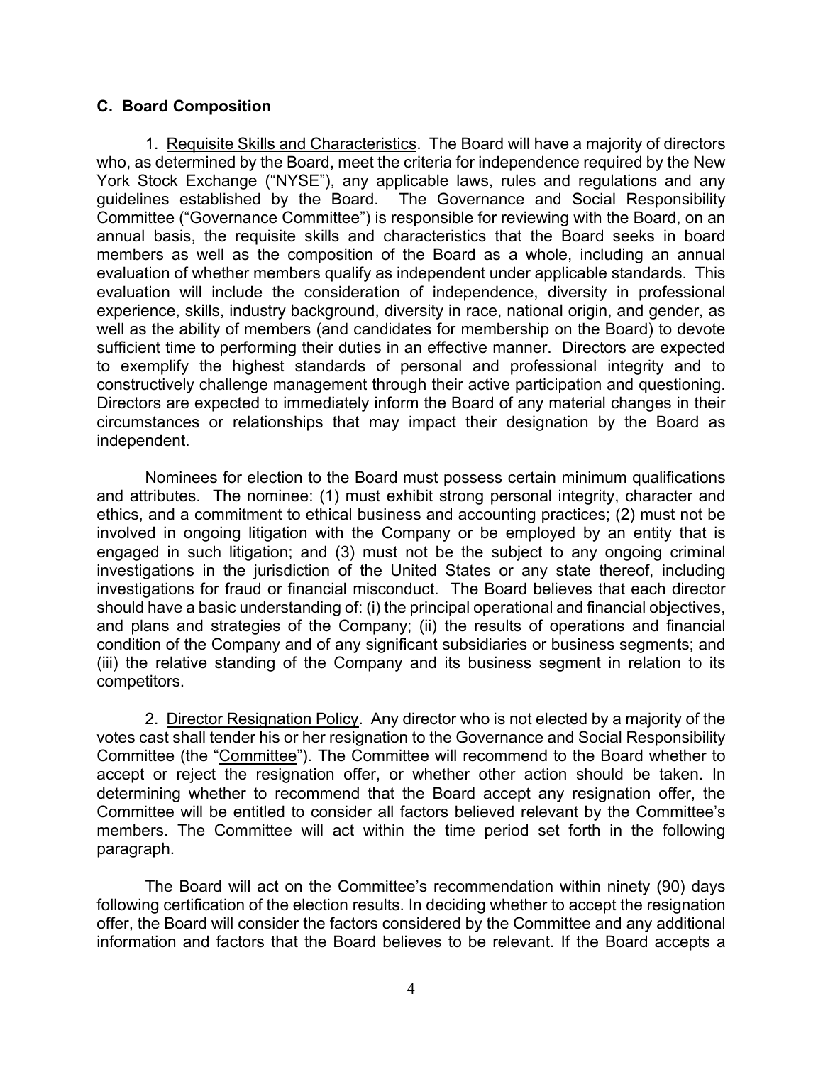### C. Board Composition

1. Requisite Skills and Characteristics. The Board will have a majority of directors who, as determined by the Board, meet the criteria for independence required by the New York Stock Exchange ("NYSE"), any applicable laws, rules and regulations and any guidelines established by the Board. The Governance and Social Responsibility Committee ("Governance Committee") is responsible for reviewing with the Board, on an annual basis, the requisite skills and characteristics that the Board seeks in board members as well as the composition of the Board as a whole, including an annual evaluation of whether members qualify as independent under applicable standards. This evaluation will include the consideration of independence, diversity in professional experience, skills, industry background, diversity in race, national origin, and gender, as well as the ability of members (and candidates for membership on the Board) to devote sufficient time to performing their duties in an effective manner. Directors are expected to exemplify the highest standards of personal and professional integrity and to constructively challenge management through their active participation and questioning. Directors are expected to immediately inform the Board of any material changes in their circumstances or relationships that may impact their designation by the Board as independent.

Nominees for election to the Board must possess certain minimum qualifications and attributes. The nominee: (1) must exhibit strong personal integrity, character and ethics, and a commitment to ethical business and accounting practices; (2) must not be involved in ongoing litigation with the Company or be employed by an entity that is engaged in such litigation; and (3) must not be the subject to any ongoing criminal investigations in the jurisdiction of the United States or any state thereof, including investigations for fraud or financial misconduct. The Board believes that each director should have a basic understanding of: (i) the principal operational and financial objectives, and plans and strategies of the Company; (ii) the results of operations and financial condition of the Company and of any significant subsidiaries or business segments; and (iii) the relative standing of the Company and its business segment in relation to its competitors.

2. Director Resignation Policy. Any director who is not elected by a majority of the votes cast shall tender his or her resignation to the Governance and Social Responsibility Committee (the "Committee"). The Committee will recommend to the Board whether to accept or reject the resignation offer, or whether other action should be taken. In determining whether to recommend that the Board accept any resignation offer, the Committee will be entitled to consider all factors believed relevant by the Committee's members. The Committee will act within the time period set forth in the following paragraph.

The Board will act on the Committee's recommendation within ninety (90) days following certification of the election results. In deciding whether to accept the resignation offer, the Board will consider the factors considered by the Committee and any additional information and factors that the Board believes to be relevant. If the Board accepts a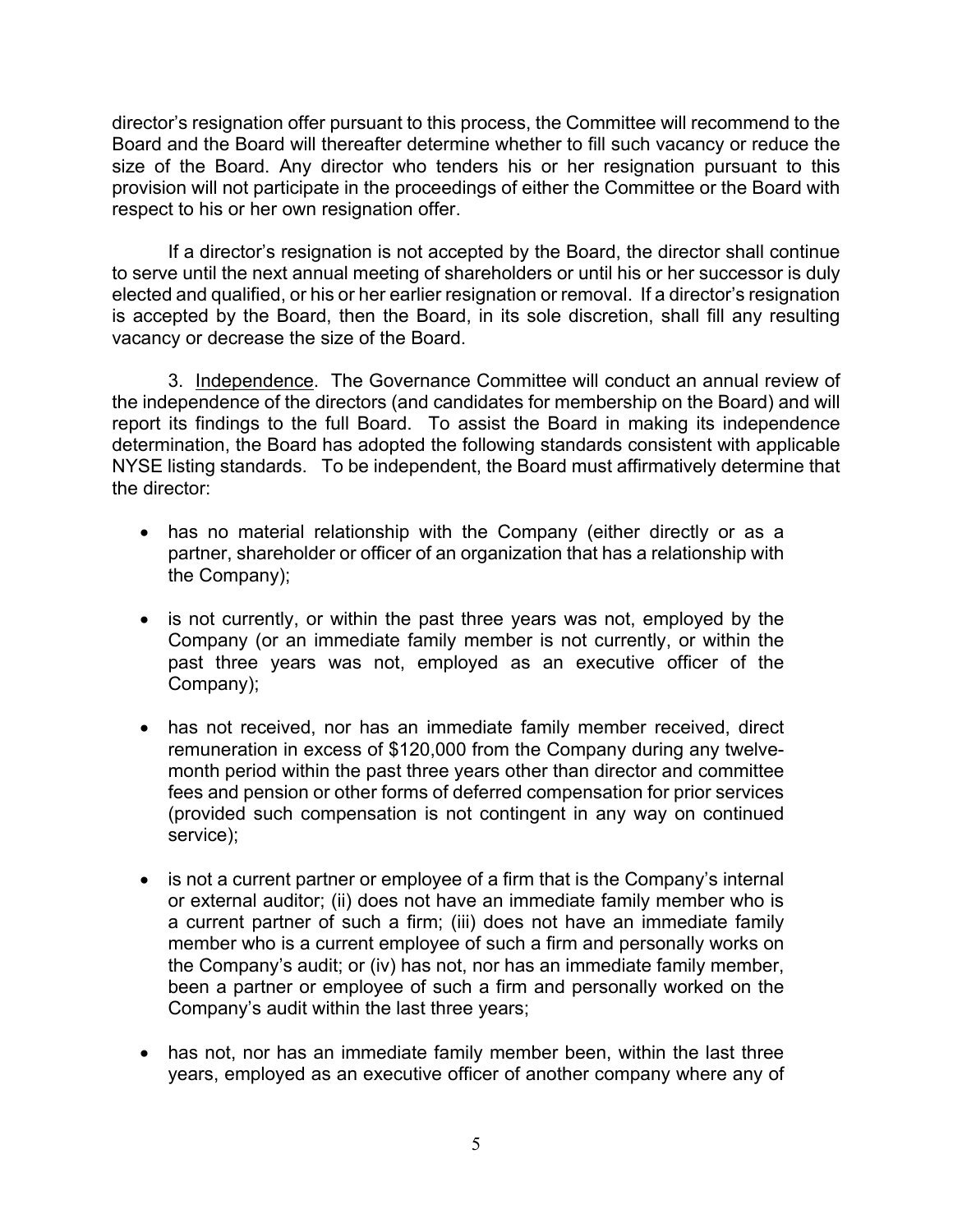director's resignation offer pursuant to this process, the Committee will recommend to the Board and the Board will thereafter determine whether to fill such vacancy or reduce the size of the Board. Any director who tenders his or her resignation pursuant to this provision will not participate in the proceedings of either the Committee or the Board with respect to his or her own resignation offer.

If a director's resignation is not accepted by the Board, the director shall continue to serve until the next annual meeting of shareholders or until his or her successor is duly elected and qualified, or his or her earlier resignation or removal. If a director's resignation is accepted by the Board, then the Board, in its sole discretion, shall fill any resulting vacancy or decrease the size of the Board.

3. Independence. The Governance Committee will conduct an annual review of the independence of the directors (and candidates for membership on the Board) and will report its findings to the full Board. To assist the Board in making its independence determination, the Board has adopted the following standards consistent with applicable NYSE listing standards. To be independent, the Board must affirmatively determine that the director:

- has no material relationship with the Company (either directly or as a partner, shareholder or officer of an organization that has a relationship with the Company);
- is not currently, or within the past three years was not, employed by the Company (or an immediate family member is not currently, or within the past three years was not, employed as an executive officer of the Company);
- has not received, nor has an immediate family member received, direct remuneration in excess of $120,000 from the Company during any twelve-month period within the past three years other than director and committee fees and pension or other forms of deferred compensation for prior services (provided such compensation is not contingent in any way on continued service);
- is not a current partner or employee of a firm that is the Company's internal or external auditor; (ii) does not have an immediate family member who is a current partner of such a firm; (iii) does not have an immediate family member who is a current employee of such a firm and personally works on the Company's audit; or (iv) has not, nor has an immediate family member, been a partner or employee of such a firm and personally worked on the Company's audit within the last three years;
- has not, nor has an immediate family member been, within the last three years, employed as an executive officer of another company where any of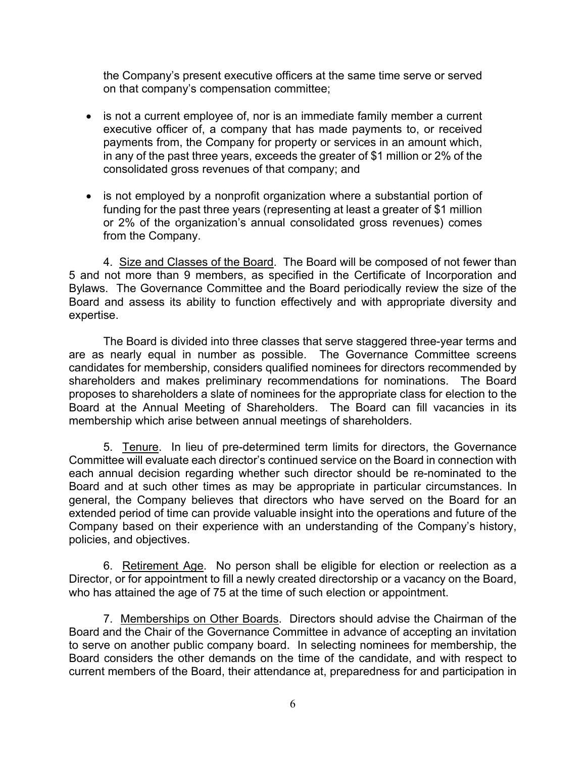the Company's present executive officers at the same time serve or served on that company's compensation committee;

- is not a current employee of, nor is an immediate family member a current executive officer of, a company that has made payments to, or received payments from, the Company for property or services in an amount which, in any of the past three years, exceeds the greater of $1 million or 2% of the consolidated gross revenues of that company; and
- is not employed by a nonprofit organization where a substantial portion of funding for the past three years (representing at least a greater of $1 million or 2% of the organization's annual consolidated gross revenues) comes from the Company.

4. Size and Classes of the Board. The Board will be composed of not fewer than 5 and not more than 9 members, as specified in the Certificate of Incorporation and Bylaws. The Governance Committee and the Board periodically review the size of the Board and assess its ability to function effectively and with appropriate diversity and expertise.

The Board is divided into three classes that serve staggered three-year terms and are as nearly equal in number as possible. The Governance Committee screens candidates for membership, considers qualified nominees for directors recommended by shareholders and makes preliminary recommendations for nominations. The Board proposes to shareholders a slate of nominees for the appropriate class for election to the Board at the Annual Meeting of Shareholders. The Board can fill vacancies in its membership which arise between annual meetings of shareholders.

5. Tenure. In lieu of pre-determined term limits for directors, the Governance Committee will evaluate each director's continued service on the Board in connection with each annual decision regarding whether such director should be re-nominated to the Board and at such other times as may be appropriate in particular circumstances. In general, the Company believes that directors who have served on the Board for an extended period of time can provide valuable insight into the operations and future of the Company based on their experience with an understanding of the Company's history, policies, and objectives.

6. Retirement Age. No person shall be eligible for election or reelection as a Director, or for appointment to fill a newly created directorship or a vacancy on the Board, who has attained the age of 75 at the time of such election or appointment.

7. Memberships on Other Boards. Directors should advise the Chairman of the Board and the Chair of the Governance Committee in advance of accepting an invitation to serve on another public company board. In selecting nominees for membership, the Board considers the other demands on the time of the candidate, and with respect to current members of the Board, their attendance at, preparedness for and participation in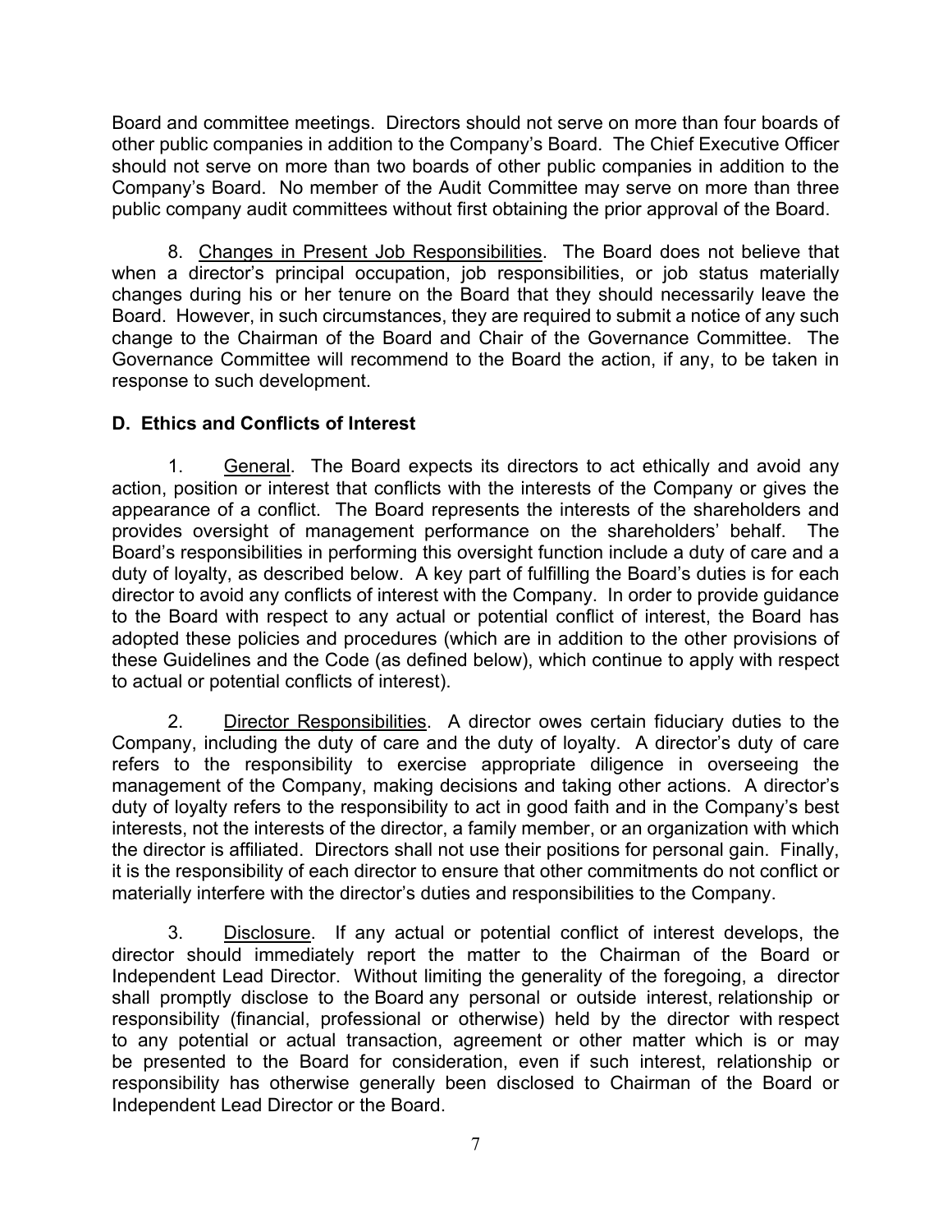Board and committee meetings. Directors should not serve on more than four boards of other public companies in addition to the Company's Board. The Chief Executive Officer should not serve on more than two boards of other public companies in addition to the Company's Board. No member of the Audit Committee may serve on more than three public company audit committees without first obtaining the prior approval of the Board.

8. Changes in Present Job Responsibilities. The Board does not believe that when a director's principal occupation, job responsibilities, or job status materially changes during his or her tenure on the Board that they should necessarily leave the Board. However, in such circumstances, they are required to submit a notice of any such change to the Chairman of the Board and Chair of the Governance Committee. The Governance Committee will recommend to the Board the action, if any, to be taken in response to such development.

**D. Ethics and Conflicts of Interest**

1. General. The Board expects its directors to act ethically and avoid any action, position or interest that conflicts with the interests of the Company or gives the appearance of a conflict. The Board represents the interests of the shareholders and provides oversight of management performance on the shareholders' behalf. The Board's responsibilities in performing this oversight function include a duty of care and a duty of loyalty, as described below. A key part of fulfilling the Board's duties is for each director to avoid any conflicts of interest with the Company. In order to provide guidance to the Board with respect to any actual or potential conflict of interest, the Board has adopted these policies and procedures (which are in addition to the other provisions of these Guidelines and the Code (as defined below), which continue to apply with respect to actual or potential conflicts of interest).

2. Director Responsibilities. A director owes certain fiduciary duties to the Company, including the duty of care and the duty of loyalty. A director's duty of care refers to the responsibility to exercise appropriate diligence in overseeing the management of the Company, making decisions and taking other actions. A director's duty of loyalty refers to the responsibility to act in good faith and in the Company's best interests, not the interests of the director, a family member, or an organization with which the director is affiliated. Directors shall not use their positions for personal gain. Finally, it is the responsibility of each director to ensure that other commitments do not conflict or materially interfere with the director's duties and responsibilities to the Company.

3. Disclosure. If any actual or potential conflict of interest develops, the director should immediately report the matter to the Chairman of the Board or Independent Lead Director. Without limiting the generality of the foregoing, a director shall promptly disclose to the Board any personal or outside interest, relationship or responsibility (financial, professional or otherwise) held by the director with respect to any potential or actual transaction, agreement or other matter which is or may be presented to the Board for consideration, even if such interest, relationship or responsibility has otherwise generally been disclosed to Chairman of the Board or Independent Lead Director or the Board.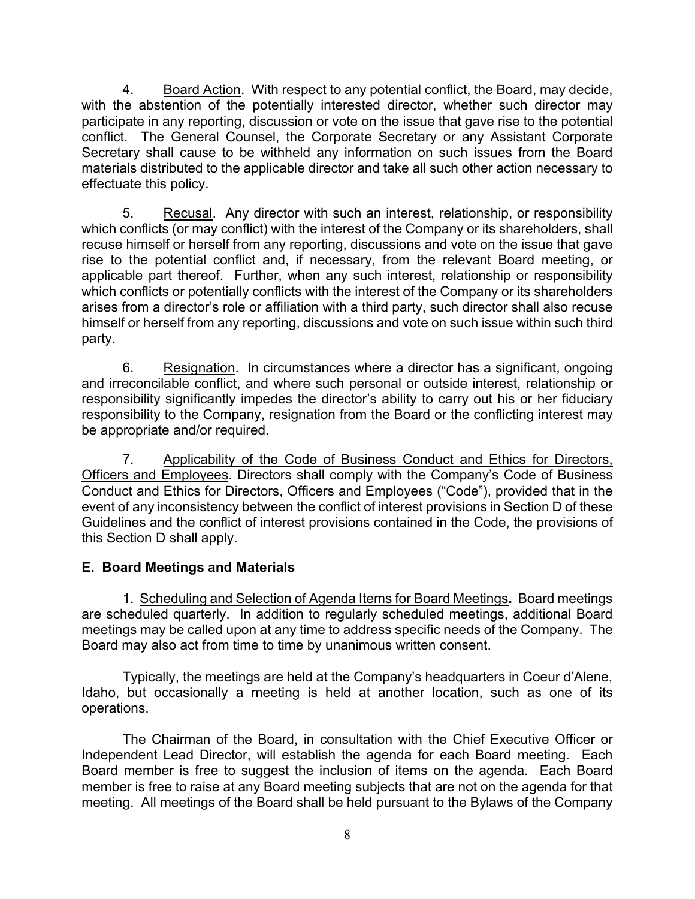4. Board Action. With respect to any potential conflict, the Board, may decide, with the abstention of the potentially interested director, whether such director may participate in any reporting, discussion or vote on the issue that gave rise to the potential conflict. The General Counsel, the Corporate Secretary or any Assistant Corporate Secretary shall cause to be withheld any information on such issues from the Board materials distributed to the applicable director and take all such other action necessary to effectuate this policy.

5. Recusal. Any director with such an interest, relationship, or responsibility which conflicts (or may conflict) with the interest of the Company or its shareholders, shall recuse himself or herself from any reporting, discussions and vote on the issue that gave rise to the potential conflict and, if necessary, from the relevant Board meeting, or applicable part thereof. Further, when any such interest, relationship or responsibility which conflicts or potentially conflicts with the interest of the Company or its shareholders arises from a director's role or affiliation with a third party, such director shall also recuse himself or herself from any reporting, discussions and vote on such issue within such third party.

6. Resignation. In circumstances where a director has a significant, ongoing and irreconcilable conflict, and where such personal or outside interest, relationship or responsibility significantly impedes the director's ability to carry out his or her fiduciary responsibility to the Company, resignation from the Board or the conflicting interest may be appropriate and/or required.

7. Applicability of the Code of Business Conduct and Ethics for Directors, Officers and Employees. Directors shall comply with the Company's Code of Business Conduct and Ethics for Directors, Officers and Employees ("Code"), provided that in the event of any inconsistency between the conflict of interest provisions in Section D of these Guidelines and the conflict of interest provisions contained in the Code, the provisions of this Section D shall apply.

## E. Board Meetings and Materials

1. Scheduling and Selection of Agenda Items for Board Meetings**.** Board meetings are scheduled quarterly. In addition to regularly scheduled meetings, additional Board meetings may be called upon at any time to address specific needs of the Company. The Board may also act from time to time by unanimous written consent.

Typically, the meetings are held at the Company's headquarters in Coeur d'Alene, Idaho, but occasionally a meeting is held at another location, such as one of its operations.

The Chairman of the Board, in consultation with the Chief Executive Officer or Independent Lead Director, will establish the agenda for each Board meeting. Each Board member is free to suggest the inclusion of items on the agenda. Each Board member is free to raise at any Board meeting subjects that are not on the agenda for that meeting. All meetings of the Board shall be held pursuant to the Bylaws of the Company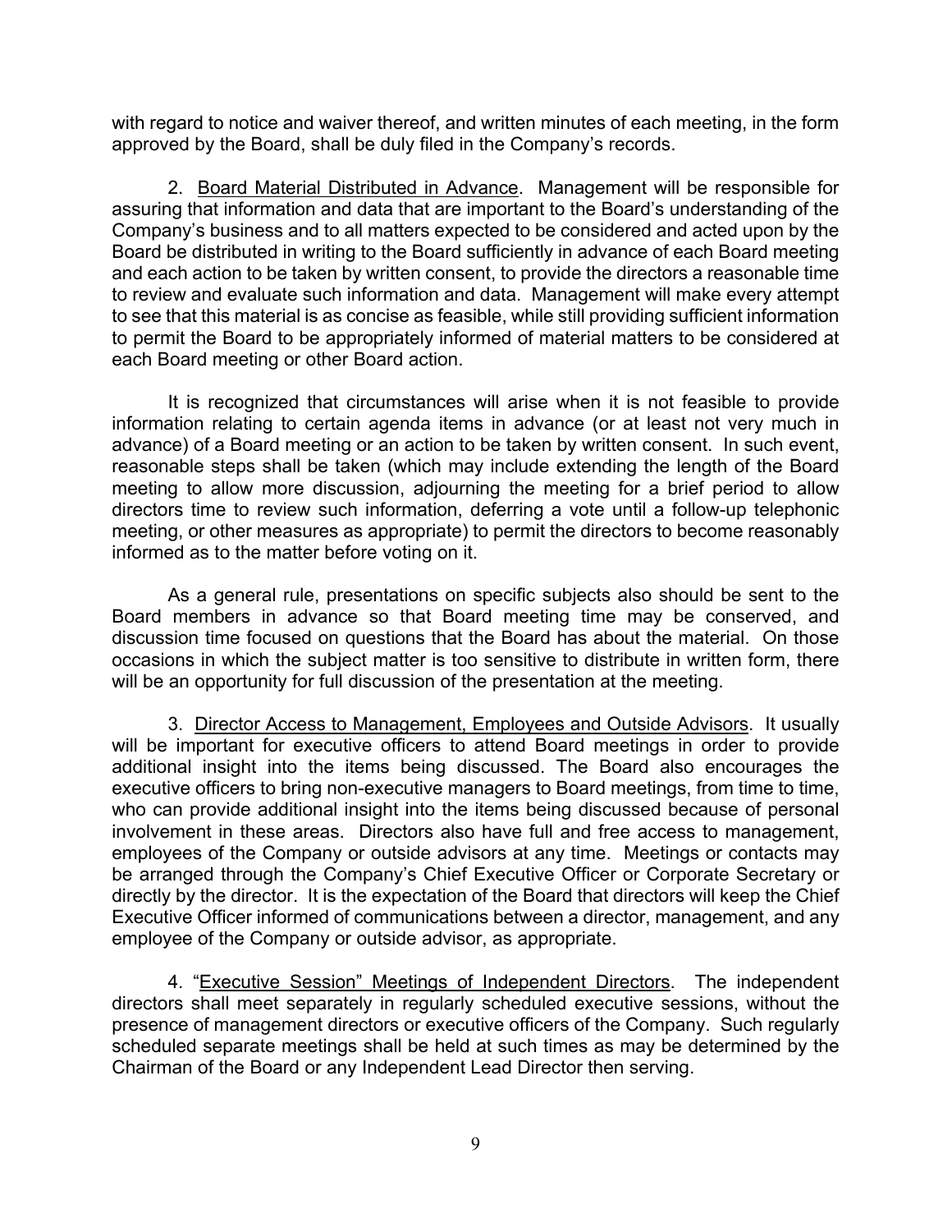with regard to notice and waiver thereof, and written minutes of each meeting, in the form approved by the Board, shall be duly filed in the Company's records.

2. Board Material Distributed in Advance. Management will be responsible for assuring that information and data that are important to the Board's understanding of the Company's business and to all matters expected to be considered and acted upon by the Board be distributed in writing to the Board sufficiently in advance of each Board meeting and each action to be taken by written consent, to provide the directors a reasonable time to review and evaluate such information and data. Management will make every attempt to see that this material is as concise as feasible, while still providing sufficient information to permit the Board to be appropriately informed of material matters to be considered at each Board meeting or other Board action.

It is recognized that circumstances will arise when it is not feasible to provide information relating to certain agenda items in advance (or at least not very much in advance) of a Board meeting or an action to be taken by written consent. In such event, reasonable steps shall be taken (which may include extending the length of the Board meeting to allow more discussion, adjourning the meeting for a brief period to allow directors time to review such information, deferring a vote until a follow-up telephonic meeting, or other measures as appropriate) to permit the directors to become reasonably informed as to the matter before voting on it.

As a general rule, presentations on specific subjects also should be sent to the Board members in advance so that Board meeting time may be conserved, and discussion time focused on questions that the Board has about the material. On those occasions in which the subject matter is too sensitive to distribute in written form, there will be an opportunity for full discussion of the presentation at the meeting.

3. Director Access to Management, Employees and Outside Advisors. It usually will be important for executive officers to attend Board meetings in order to provide additional insight into the items being discussed. The Board also encourages the executive officers to bring non-executive managers to Board meetings, from time to time, who can provide additional insight into the items being discussed because of personal involvement in these areas. Directors also have full and free access to management, employees of the Company or outside advisors at any time. Meetings or contacts may be arranged through the Company's Chief Executive Officer or Corporate Secretary or directly by the director. It is the expectation of the Board that directors will keep the Chief Executive Officer informed of communications between a director, management, and any employee of the Company or outside advisor, as appropriate.

4. "Executive Session" Meetings of Independent Directors. The independent directors shall meet separately in regularly scheduled executive sessions, without the presence of management directors or executive officers of the Company. Such regularly scheduled separate meetings shall be held at such times as may be determined by the Chairman of the Board or any Independent Lead Director then serving.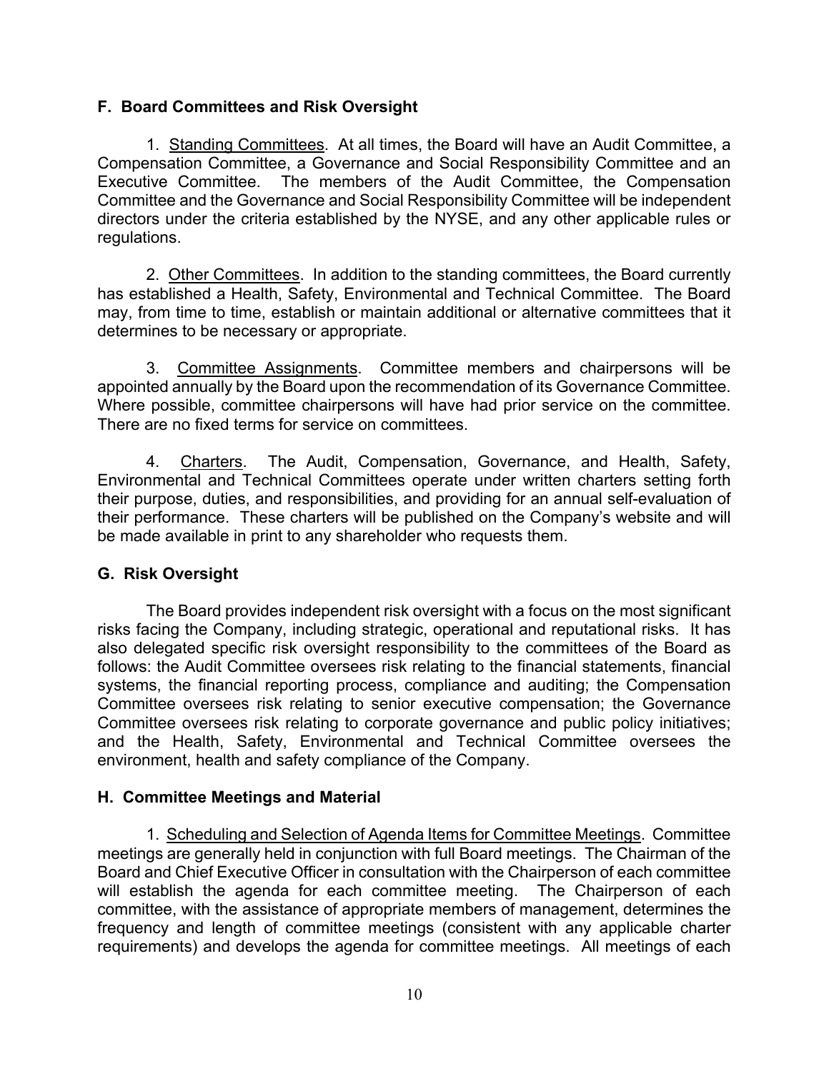### F. Board Committees and Risk Oversight

1. Standing Committees. At all times, the Board will have an Audit Committee, a Compensation Committee, a Governance and Social Responsibility Committee and an Executive Committee. The members of the Audit Committee, the Compensation Committee and the Governance and Social Responsibility Committee will be independent directors under the criteria established by the NYSE, and any other applicable rules or regulations.

2. Other Committees. In addition to the standing committees, the Board currently has established a Health, Safety, Environmental and Technical Committee. The Board may, from time to time, establish or maintain additional or alternative committees that it determines to be necessary or appropriate.

3. Committee Assignments. Committee members and chairpersons will be appointed annually by the Board upon the recommendation of its Governance Committee. Where possible, committee chairpersons will have had prior service on the committee. There are no fixed terms for service on committees.

4. Charters. The Audit, Compensation, Governance, and Health, Safety, Environmental and Technical Committees operate under written charters setting forth their purpose, duties, and responsibilities, and providing for an annual self-evaluation of their performance. These charters will be published on the Company's website and will be made available in print to any shareholder who requests them.

### G. Risk Oversight

The Board provides independent risk oversight with a focus on the most significant risks facing the Company, including strategic, operational and reputational risks. It has also delegated specific risk oversight responsibility to the committees of the Board as follows: the Audit Committee oversees risk relating to the financial statements, financial systems, the financial reporting process, compliance and auditing; the Compensation Committee oversees risk relating to senior executive compensation; the Governance Committee oversees risk relating to corporate governance and public policy initiatives; and the Health, Safety, Environmental and Technical Committee oversees the environment, health and safety compliance of the Company.

### H. Committee Meetings and Material

1. Scheduling and Selection of Agenda Items for Committee Meetings. Committee meetings are generally held in conjunction with full Board meetings. The Chairman of the Board and Chief Executive Officer in consultation with the Chairperson of each committee will establish the agenda for each committee meeting. The Chairperson of each committee, with the assistance of appropriate members of management, determines the frequency and length of committee meetings (consistent with any applicable charter requirements) and develops the agenda for committee meetings. All meetings of each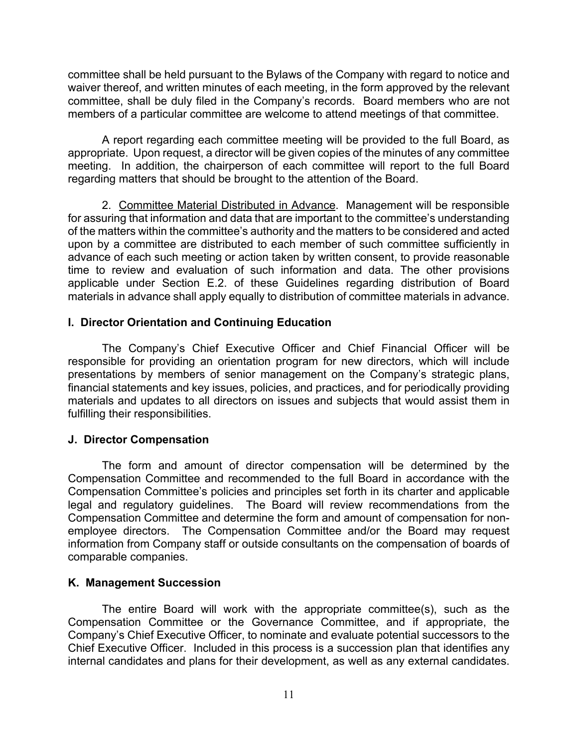committee shall be held pursuant to the Bylaws of the Company with regard to notice and waiver thereof, and written minutes of each meeting, in the form approved by the relevant committee, shall be duly filed in the Company's records. Board members who are not members of a particular committee are welcome to attend meetings of that committee.

A report regarding each committee meeting will be provided to the full Board, as appropriate. Upon request, a director will be given copies of the minutes of any committee meeting. In addition, the chairperson of each committee will report to the full Board regarding matters that should be brought to the attention of the Board.

2. Committee Material Distributed in Advance. Management will be responsible for assuring that information and data that are important to the committee's understanding of the matters within the committee's authority and the matters to be considered and acted upon by a committee are distributed to each member of such committee sufficiently in advance of each such meeting or action taken by written consent, to provide reasonable time to review and evaluation of such information and data. The other provisions applicable under Section E.2. of these Guidelines regarding distribution of Board materials in advance shall apply equally to distribution of committee materials in advance.

## I. Director Orientation and Continuing Education

The Company's Chief Executive Officer and Chief Financial Officer will be responsible for providing an orientation program for new directors, which will include presentations by members of senior management on the Company's strategic plans, financial statements and key issues, policies, and practices, and for periodically providing materials and updates to all directors on issues and subjects that would assist them in fulfilling their responsibilities.

## J. Director Compensation

The form and amount of director compensation will be determined by the Compensation Committee and recommended to the full Board in accordance with the Compensation Committee's policies and principles set forth in its charter and applicable legal and regulatory guidelines. The Board will review recommendations from the Compensation Committee and determine the form and amount of compensation for non-employee directors. The Compensation Committee and/or the Board may request information from Company staff or outside consultants on the compensation of boards of comparable companies.

## K. Management Succession

The entire Board will work with the appropriate committee(s), such as the Compensation Committee or the Governance Committee, and if appropriate, the Company's Chief Executive Officer, to nominate and evaluate potential successors to the Chief Executive Officer. Included in this process is a succession plan that identifies any internal candidates and plans for their development, as well as any external candidates.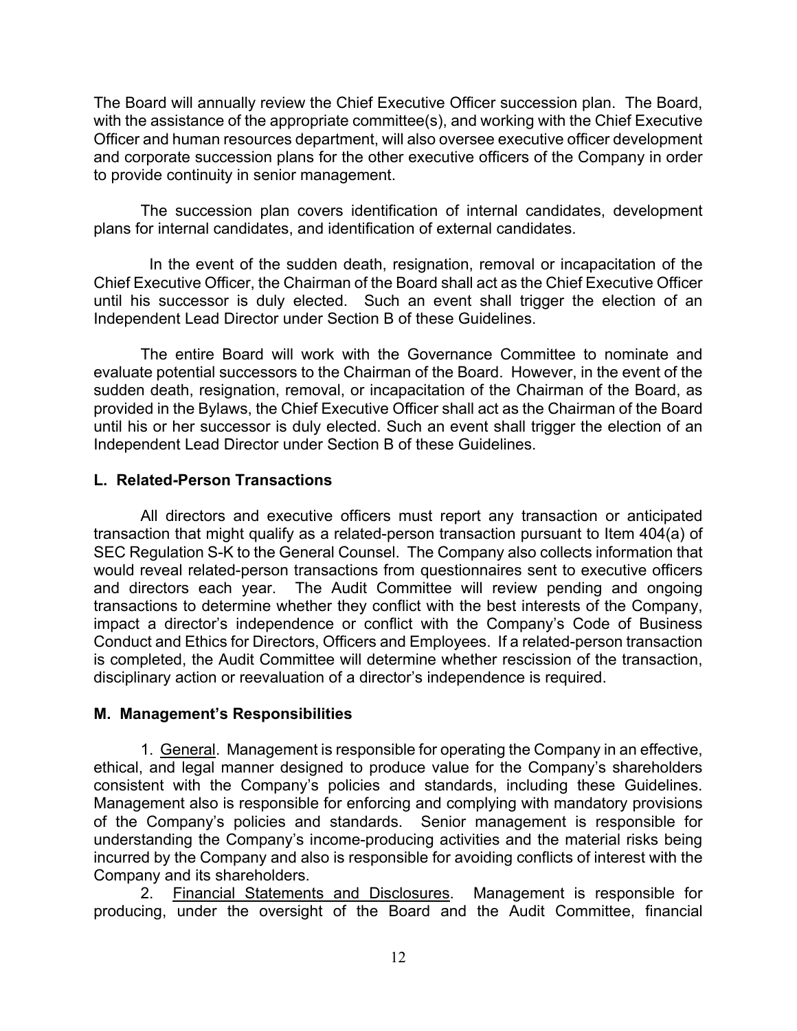The Board will annually review the Chief Executive Officer succession plan. The Board, with the assistance of the appropriate committee(s), and working with the Chief Executive Officer and human resources department, will also oversee executive officer development and corporate succession plans for the other executive officers of the Company in order to provide continuity in senior management.

The succession plan covers identification of internal candidates, development plans for internal candidates, and identification of external candidates.

In the event of the sudden death, resignation, removal or incapacitation of the Chief Executive Officer, the Chairman of the Board shall act as the Chief Executive Officer until his successor is duly elected. Such an event shall trigger the election of an Independent Lead Director under Section B of these Guidelines.

The entire Board will work with the Governance Committee to nominate and evaluate potential successors to the Chairman of the Board. However, in the event of the sudden death, resignation, removal, or incapacitation of the Chairman of the Board, as provided in the Bylaws, the Chief Executive Officer shall act as the Chairman of the Board until his or her successor is duly elected. Such an event shall trigger the election of an Independent Lead Director under Section B of these Guidelines.

## L. Related-Person Transactions

All directors and executive officers must report any transaction or anticipated transaction that might qualify as a related-person transaction pursuant to Item 404(a) of SEC Regulation S-K to the General Counsel. The Company also collects information that would reveal related-person transactions from questionnaires sent to executive officers and directors each year. The Audit Committee will review pending and ongoing transactions to determine whether they conflict with the best interests of the Company, impact a director's independence or conflict with the Company's Code of Business Conduct and Ethics for Directors, Officers and Employees. If a related-person transaction is completed, the Audit Committee will determine whether rescission of the transaction, disciplinary action or reevaluation of a director's independence is required.

## M. Management's Responsibilities

1. General. Management is responsible for operating the Company in an effective, ethical, and legal manner designed to produce value for the Company's shareholders consistent with the Company's policies and standards, including these Guidelines. Management also is responsible for enforcing and complying with mandatory provisions of the Company's policies and standards. Senior management is responsible for understanding the Company's income-producing activities and the material risks being incurred by the Company and also is responsible for avoiding conflicts of interest with the Company and its shareholders.

2. Financial Statements and Disclosures. Management is responsible for producing, under the oversight of the Board and the Audit Committee, financial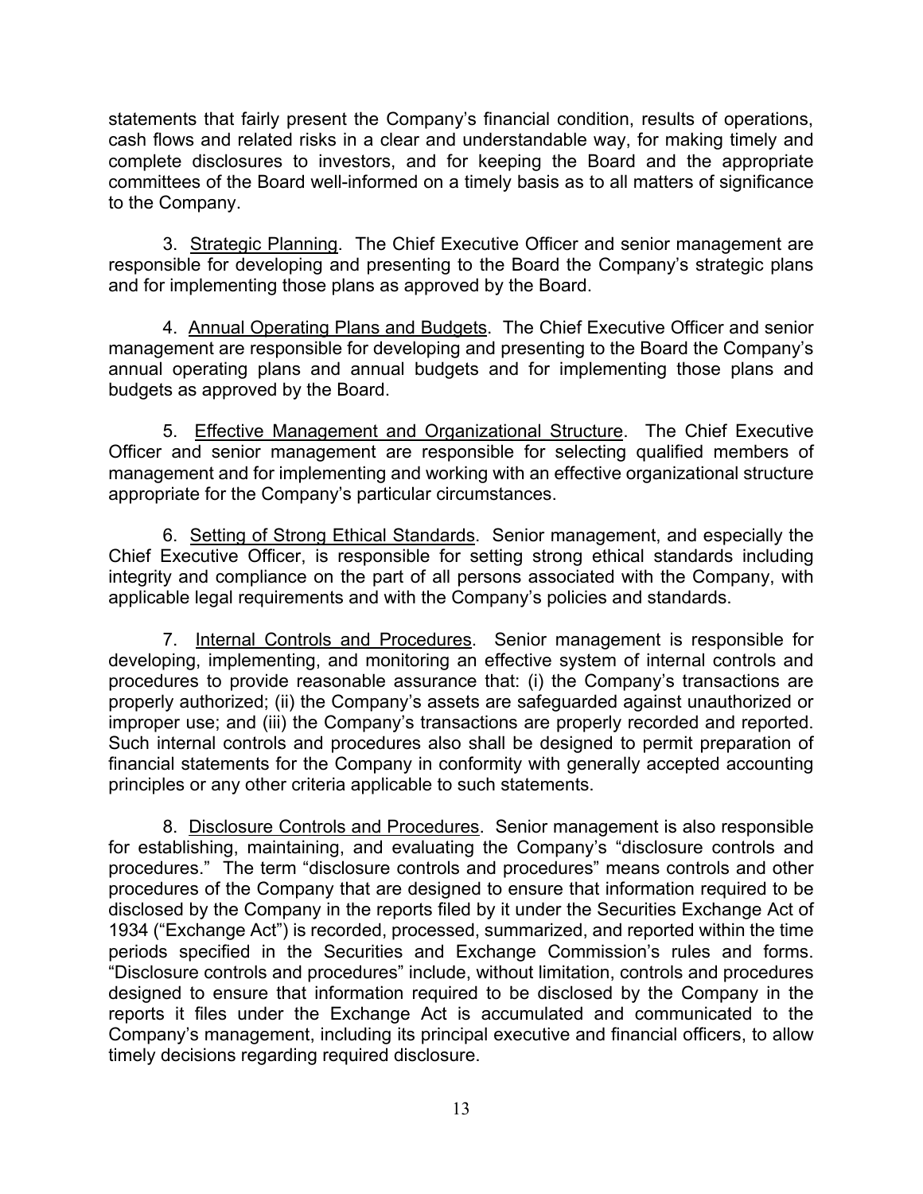statements that fairly present the Company's financial condition, results of operations, cash flows and related risks in a clear and understandable way, for making timely and complete disclosures to investors, and for keeping the Board and the appropriate committees of the Board well-informed on a timely basis as to all matters of significance to the Company.

3. <u>Strategic Planning</u>. The Chief Executive Officer and senior management are responsible for developing and presenting to the Board the Company's strategic plans and for implementing those plans as approved by the Board.

4. <u>Annual Operating Plans and Budgets</u>. The Chief Executive Officer and senior management are responsible for developing and presenting to the Board the Company's annual operating plans and annual budgets and for implementing those plans and budgets as approved by the Board.

5. <u>Effective Management and Organizational Structure</u>. The Chief Executive Officer and senior management are responsible for selecting qualified members of management and for implementing and working with an effective organizational structure appropriate for the Company's particular circumstances.

6. <u>Setting of Strong Ethical Standards</u>. Senior management, and especially the Chief Executive Officer, is responsible for setting strong ethical standards including integrity and compliance on the part of all persons associated with the Company, with applicable legal requirements and with the Company's policies and standards.

7. <u>Internal Controls and Procedures</u>. Senior management is responsible for developing, implementing, and monitoring an effective system of internal controls and procedures to provide reasonable assurance that: (i) the Company's transactions are properly authorized; (ii) the Company's assets are safeguarded against unauthorized or improper use; and (iii) the Company's transactions are properly recorded and reported. Such internal controls and procedures also shall be designed to permit preparation of financial statements for the Company in conformity with generally accepted accounting principles or any other criteria applicable to such statements.

8. <u>Disclosure Controls and Procedures</u>. Senior management is also responsible for establishing, maintaining, and evaluating the Company's "disclosure controls and procedures." The term "disclosure controls and procedures" means controls and other procedures of the Company that are designed to ensure that information required to be disclosed by the Company in the reports filed by it under the Securities Exchange Act of 1934 ("Exchange Act") is recorded, processed, summarized, and reported within the time periods specified in the Securities and Exchange Commission's rules and forms. "Disclosure controls and procedures" include, without limitation, controls and procedures designed to ensure that information required to be disclosed by the Company in the reports it files under the Exchange Act is accumulated and communicated to the Company's management, including its principal executive and financial officers, to allow timely decisions regarding required disclosure.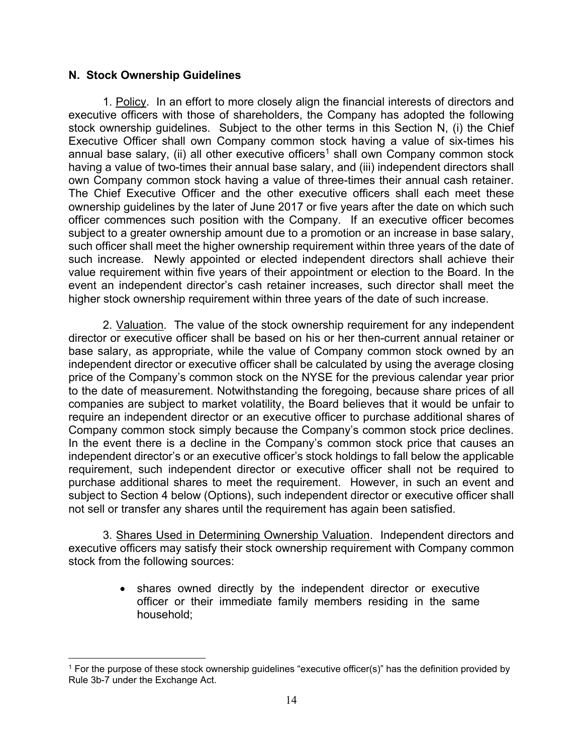## N. Stock Ownership Guidelines

1. Policy. In an effort to more closely align the financial interests of directors and executive officers with those of shareholders, the Company has adopted the following stock ownership guidelines. Subject to the other terms in this Section N, (i) the Chief Executive Officer shall own Company common stock having a value of six-times his annual base salary, (ii) all other executive officers[1] shall own Company common stock having a value of two-times their annual base salary, and (iii) independent directors shall own Company common stock having a value of three-times their annual cash retainer. The Chief Executive Officer and the other executive officers shall each meet these ownership guidelines by the later of June 2017 or five years after the date on which such officer commences such position with the Company. If an executive officer becomes subject to a greater ownership amount due to a promotion or an increase in base salary, such officer shall meet the higher ownership requirement within three years of the date of such increase. Newly appointed or elected independent directors shall achieve their value requirement within five years of their appointment or election to the Board. In the event an independent director's cash retainer increases, such director shall meet the higher stock ownership requirement within three years of the date of such increase.

2. Valuation. The value of the stock ownership requirement for any independent director or executive officer shall be based on his or her then-current annual retainer or base salary, as appropriate, while the value of Company common stock owned by an independent director or executive officer shall be calculated by using the average closing price of the Company's common stock on the NYSE for the previous calendar year prior to the date of measurement. Notwithstanding the foregoing, because share prices of all companies are subject to market volatility, the Board believes that it would be unfair to require an independent director or an executive officer to purchase additional shares of Company common stock simply because the Company's common stock price declines. In the event there is a decline in the Company's common stock price that causes an independent director's or an executive officer's stock holdings to fall below the applicable requirement, such independent director or executive officer shall not be required to purchase additional shares to meet the requirement. However, in such an event and subject to Section 4 below (Options), such independent director or executive officer shall not sell or transfer any shares until the requirement has again been satisfied.

3. Shares Used in Determining Ownership Valuation. Independent directors and executive officers may satisfy their stock ownership requirement with Company common stock from the following sources:

- shares owned directly by the independent director or executive officer or their immediate family members residing in the same household;

---

[1] For the purpose of these stock ownership guidelines "executive officer(s)" has the definition provided by Rule 3b-7 under the Exchange Act.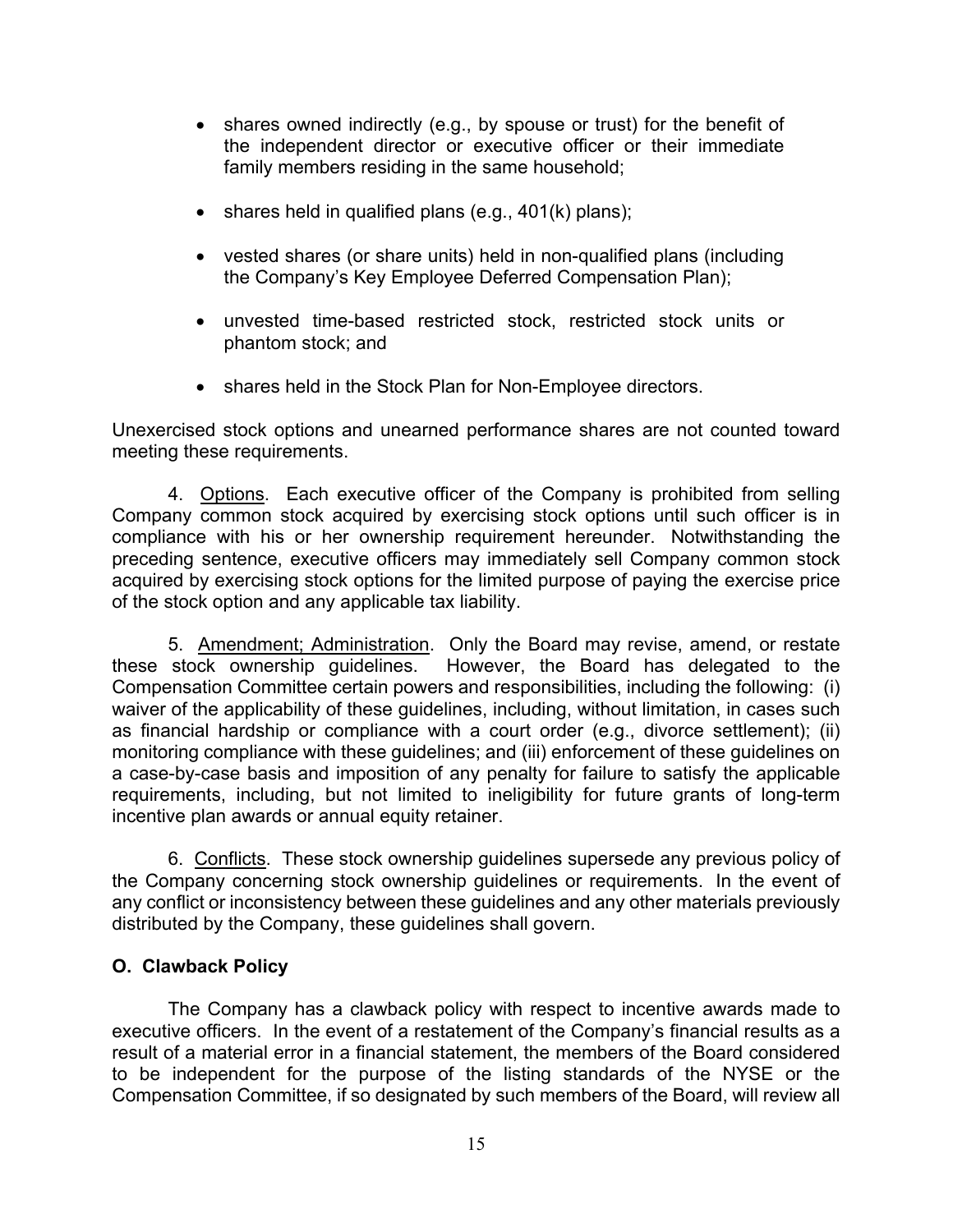- shares owned indirectly (e.g., by spouse or trust) for the benefit of the independent director or executive officer or their immediate family members residing in the same household;

- shares held in qualified plans (e.g., 401(k) plans);

- vested shares (or share units) held in non-qualified plans (including the Company's Key Employee Deferred Compensation Plan);

- unvested time-based restricted stock, restricted stock units or phantom stock; and

- shares held in the Stock Plan for Non-Employee directors.

Unexercised stock options and unearned performance shares are not counted toward meeting these requirements.

4. Options. Each executive officer of the Company is prohibited from selling Company common stock acquired by exercising stock options until such officer is in compliance with his or her ownership requirement hereunder. Notwithstanding the preceding sentence, executive officers may immediately sell Company common stock acquired by exercising stock options for the limited purpose of paying the exercise price of the stock option and any applicable tax liability.

5. Amendment; Administration. Only the Board may revise, amend, or restate these stock ownership guidelines. However, the Board has delegated to the Compensation Committee certain powers and responsibilities, including the following: (i) waiver of the applicability of these guidelines, including, without limitation, in cases such as financial hardship or compliance with a court order (e.g., divorce settlement); (ii) monitoring compliance with these guidelines; and (iii) enforcement of these guidelines on a case-by-case basis and imposition of any penalty for failure to satisfy the applicable requirements, including, but not limited to ineligibility for future grants of long-term incentive plan awards or annual equity retainer.

6. Conflicts. These stock ownership guidelines supersede any previous policy of the Company concerning stock ownership guidelines or requirements. In the event of any conflict or inconsistency between these guidelines and any other materials previously distributed by the Company, these guidelines shall govern.

### O. Clawback Policy

The Company has a clawback policy with respect to incentive awards made to executive officers. In the event of a restatement of the Company's financial results as a result of a material error in a financial statement, the members of the Board considered to be independent for the purpose of the listing standards of the NYSE or the Compensation Committee, if so designated by such members of the Board, will review all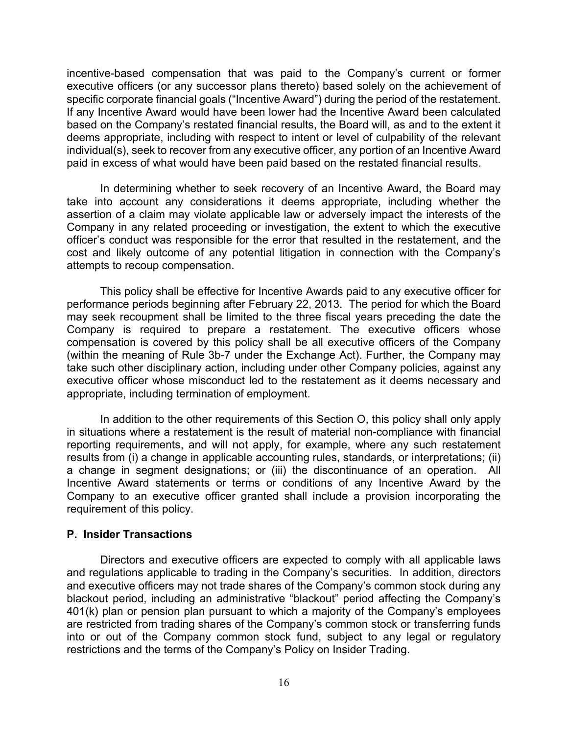incentive-based compensation that was paid to the Company's current or former executive officers (or any successor plans thereto) based solely on the achievement of specific corporate financial goals ("Incentive Award") during the period of the restatement. If any Incentive Award would have been lower had the Incentive Award been calculated based on the Company's restated financial results, the Board will, as and to the extent it deems appropriate, including with respect to intent or level of culpability of the relevant individual(s), seek to recover from any executive officer, any portion of an Incentive Award paid in excess of what would have been paid based on the restated financial results.

In determining whether to seek recovery of an Incentive Award, the Board may take into account any considerations it deems appropriate, including whether the assertion of a claim may violate applicable law or adversely impact the interests of the Company in any related proceeding or investigation, the extent to which the executive officer's conduct was responsible for the error that resulted in the restatement, and the cost and likely outcome of any potential litigation in connection with the Company's attempts to recoup compensation.

This policy shall be effective for Incentive Awards paid to any executive officer for performance periods beginning after February 22, 2013. The period for which the Board may seek recoupment shall be limited to the three fiscal years preceding the date the Company is required to prepare a restatement. The executive officers whose compensation is covered by this policy shall be all executive officers of the Company (within the meaning of Rule 3b-7 under the Exchange Act). Further, the Company may take such other disciplinary action, including under other Company policies, against any executive officer whose misconduct led to the restatement as it deems necessary and appropriate, including termination of employment.

In addition to the other requirements of this Section O, this policy shall only apply in situations where a restatement is the result of material non-compliance with financial reporting requirements, and will not apply, for example, where any such restatement results from (i) a change in applicable accounting rules, standards, or interpretations; (ii) a change in segment designations; or (iii) the discontinuance of an operation. All Incentive Award statements or terms or conditions of any Incentive Award by the Company to an executive officer granted shall include a provision incorporating the requirement of this policy.

## P. Insider Transactions

Directors and executive officers are expected to comply with all applicable laws and regulations applicable to trading in the Company's securities. In addition, directors and executive officers may not trade shares of the Company's common stock during any blackout period, including an administrative "blackout" period affecting the Company's 401(k) plan or pension plan pursuant to which a majority of the Company's employees are restricted from trading shares of the Company's common stock or transferring funds into or out of the Company common stock fund, subject to any legal or regulatory restrictions and the terms of the Company's Policy on Insider Trading.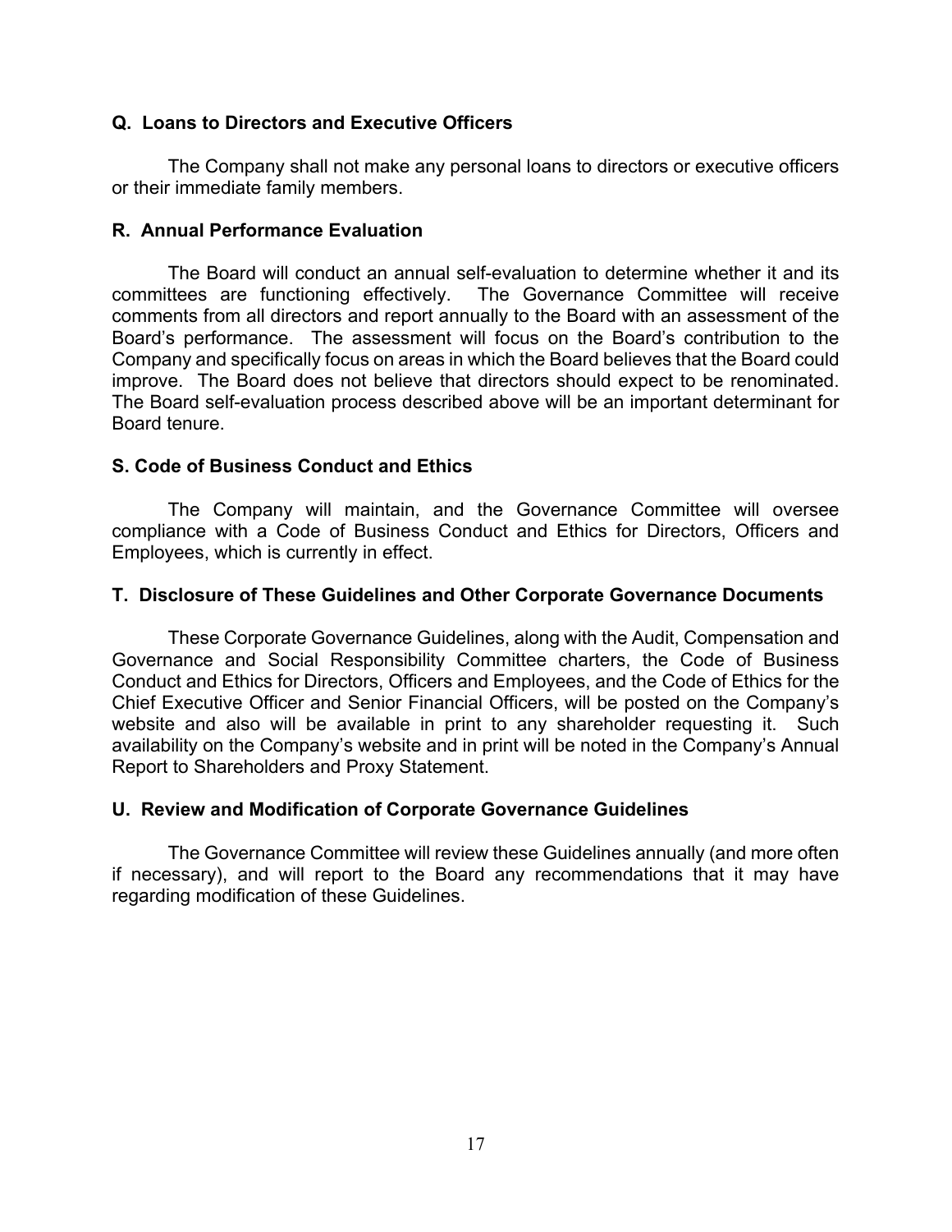### Q. Loans to Directors and Executive Officers

The Company shall not make any personal loans to directors or executive officers or their immediate family members.

### R. Annual Performance Evaluation

The Board will conduct an annual self-evaluation to determine whether it and its committees are functioning effectively. The Governance Committee will receive comments from all directors and report annually to the Board with an assessment of the Board's performance. The assessment will focus on the Board's contribution to the Company and specifically focus on areas in which the Board believes that the Board could improve. The Board does not believe that directors should expect to be renominated. The Board self-evaluation process described above will be an important determinant for Board tenure.

### S. Code of Business Conduct and Ethics

The Company will maintain, and the Governance Committee will oversee compliance with a Code of Business Conduct and Ethics for Directors, Officers and Employees, which is currently in effect.

### T. Disclosure of These Guidelines and Other Corporate Governance Documents

These Corporate Governance Guidelines, along with the Audit, Compensation and Governance and Social Responsibility Committee charters, the Code of Business Conduct and Ethics for Directors, Officers and Employees, and the Code of Ethics for the Chief Executive Officer and Senior Financial Officers, will be posted on the Company's website and also will be available in print to any shareholder requesting it. Such availability on the Company's website and in print will be noted in the Company's Annual Report to Shareholders and Proxy Statement.

### U. Review and Modification of Corporate Governance Guidelines

The Governance Committee will review these Guidelines annually (and more often if necessary), and will report to the Board any recommendations that it may have regarding modification of these Guidelines.